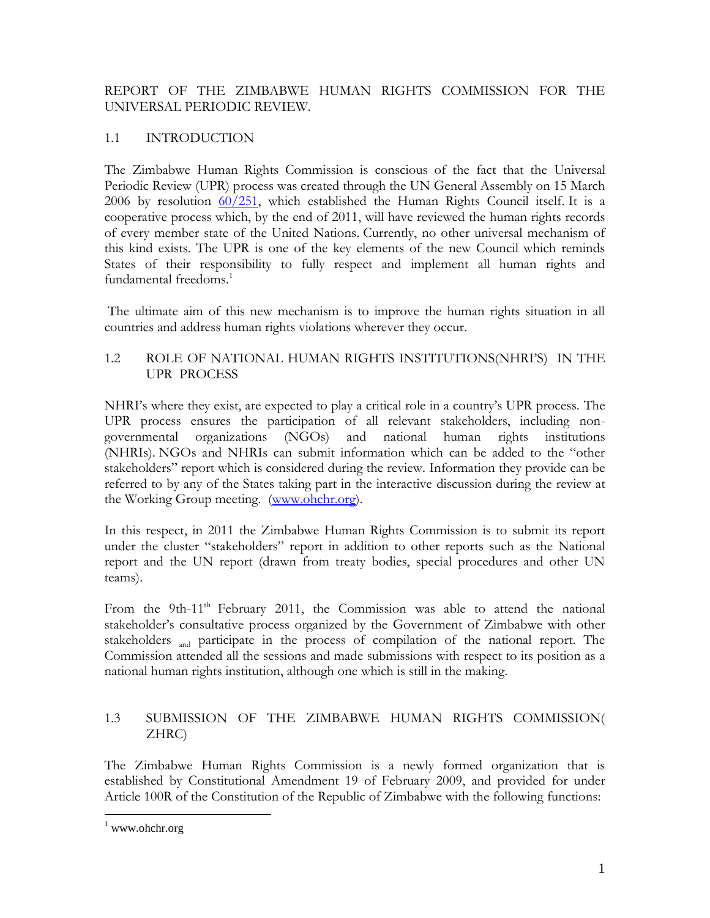# REPORT OF THE ZIMBABWE HUMAN RIGHTS COMMISSION FOR THE UNIVERSAL PERIODIC REVIEW.

## 1.1 INTRODUCTION

The Zimbabwe Human Rights Commission is conscious of the fact that the Universal Periodic Review (UPR) process was created through the UN General Assembly on 15 March 2006 by resolution 60/251, which established the Human Rights Council itself. It is a cooperative process which, by the end of 2011, will have reviewed the human rights records of every member state of the United Nations. Currently, no other universal mechanism of this kind exists. The UPR is one of the key elements of the new Council which reminds States of their responsibility to fully respect and implement all human rights and fundamental freedoms.[1]

The ultimate aim of this new mechanism is to improve the human rights situation in all countries and address human rights violations wherever they occur.

## 1.2 ROLE OF NATIONAL HUMAN RIGHTS INSTITUTIONS(NHRI'S) IN THE UPR PROCESS

NHRI's where they exist, are expected to play a critical role in a country's UPR process. The UPR process ensures the participation of all relevant stakeholders, including non-governmental organizations (NGOs) and national human rights institutions (NHRIs). NGOs and NHRIs can submit information which can be added to the "other stakeholders" report which is considered during the review. Information they provide can be referred to by any of the States taking part in the interactive discussion during the review at the Working Group meeting. (www.ohchr.org).

In this respect, in 2011 the Zimbabwe Human Rights Commission is to submit its report under the cluster "stakeholders" report in addition to other reports such as the National report and the UN report (drawn from treaty bodies, special procedures and other UN teams).

From the 9th-11th February 2011, the Commission was able to attend the national stakeholder's consultative process organized by the Government of Zimbabwe with other stakeholders and participate in the process of compilation of the national report. The Commission attended all the sessions and made submissions with respect to its position as a national human rights institution, although one which is still in the making.

## 1.3 SUBMISSION OF THE ZIMBABWE HUMAN RIGHTS COMMISSION( ZHRC)

The Zimbabwe Human Rights Commission is a newly formed organization that is established by Constitutional Amendment 19 of February 2009, and provided for under Article 100R of the Constitution of the Republic of Zimbabwe with the following functions:

---

[1] www.ohchr.org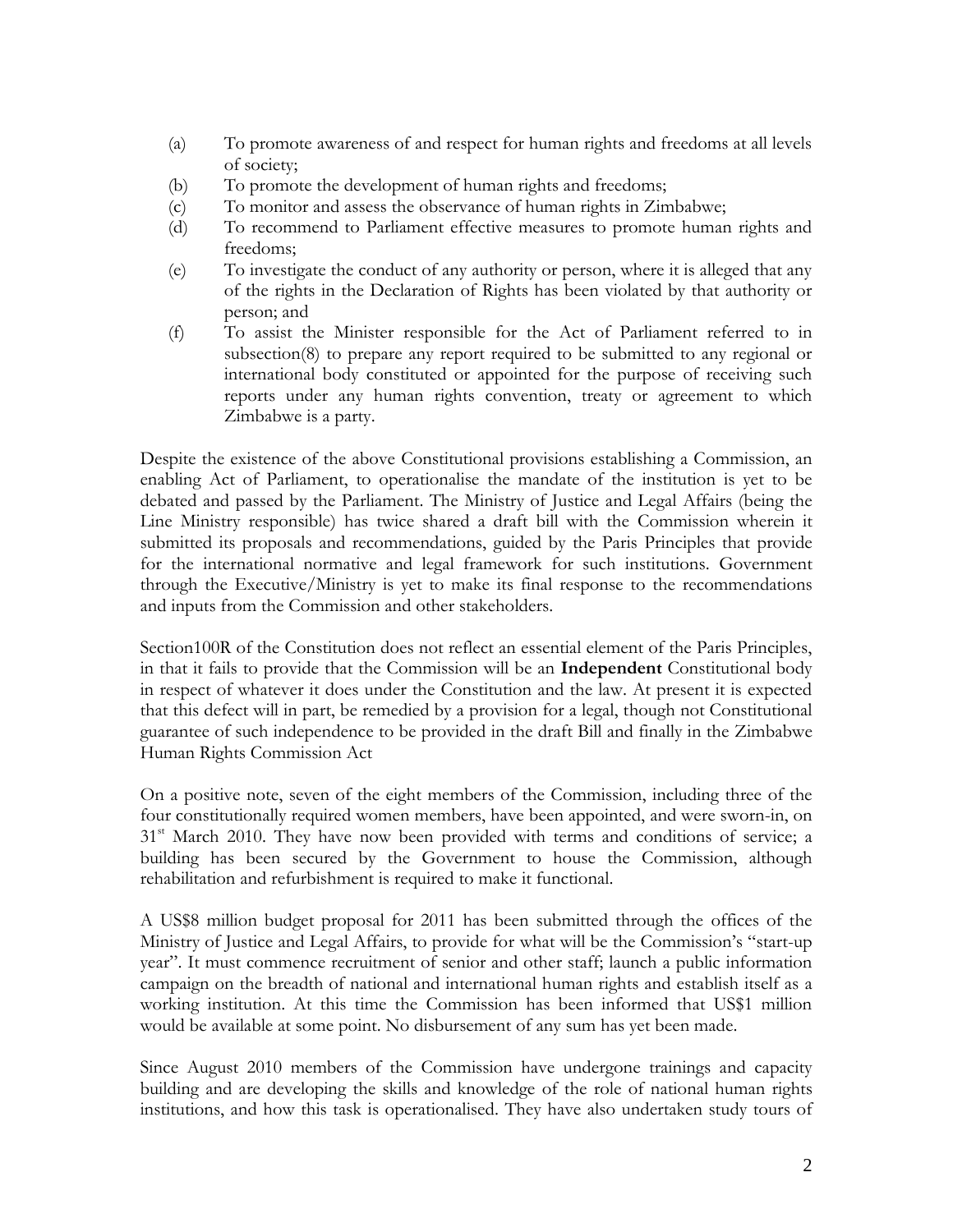(a) To promote awareness of and respect for human rights and freedoms at all levels of society;
(b) To promote the development of human rights and freedoms;
(c) To monitor and assess the observance of human rights in Zimbabwe;
(d) To recommend to Parliament effective measures to promote human rights and freedoms;
(e) To investigate the conduct of any authority or person, where it is alleged that any of the rights in the Declaration of Rights has been violated by that authority or person; and
(f) To assist the Minister responsible for the Act of Parliament referred to in subsection(8) to prepare any report required to be submitted to any regional or international body constituted or appointed for the purpose of receiving such reports under any human rights convention, treaty or agreement to which Zimbabwe is a party.

Despite the existence of the above Constitutional provisions establishing a Commission, an enabling Act of Parliament, to operationalise the mandate of the institution is yet to be debated and passed by the Parliament. The Ministry of Justice and Legal Affairs (being the Line Ministry responsible) has twice shared a draft bill with the Commission wherein it submitted its proposals and recommendations, guided by the Paris Principles that provide for the international normative and legal framework for such institutions. Government through the Executive/Ministry is yet to make its final response to the recommendations and inputs from the Commission and other stakeholders.

Section100R of the Constitution does not reflect an essential element of the Paris Principles, in that it fails to provide that the Commission will be an **Independent** Constitutional body in respect of whatever it does under the Constitution and the law. At present it is expected that this defect will in part, be remedied by a provision for a legal, though not Constitutional guarantee of such independence to be provided in the draft Bill and finally in the Zimbabwe Human Rights Commission Act

On a positive note, seven of the eight members of the Commission, including three of the four constitutionally required women members, have been appointed, and were sworn-in, on 31st March 2010. They have now been provided with terms and conditions of service; a building has been secured by the Government to house the Commission, although rehabilitation and refurbishment is required to make it functional.

A US$8 million budget proposal for 2011 has been submitted through the offices of the Ministry of Justice and Legal Affairs, to provide for what will be the Commission's "start-up year". It must commence recruitment of senior and other staff; launch a public information campaign on the breadth of national and international human rights and establish itself as a working institution. At this time the Commission has been informed that US$1 million would be available at some point. No disbursement of any sum has yet been made.

Since August 2010 members of the Commission have undergone trainings and capacity building and are developing the skills and knowledge of the role of national human rights institutions, and how this task is operationalised. They have also undertaken study tours of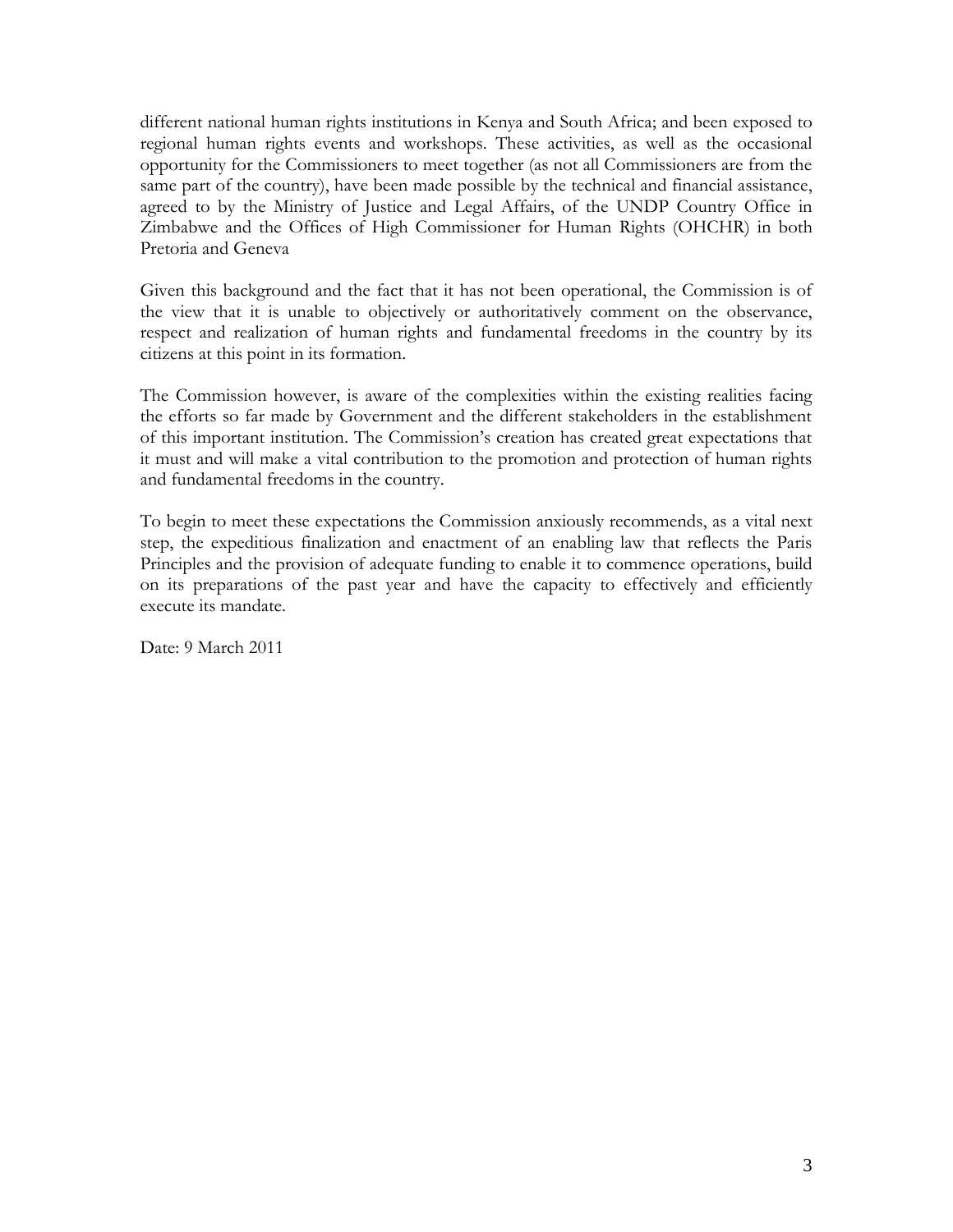different national human rights institutions in Kenya and South Africa; and been exposed to regional human rights events and workshops. These activities, as well as the occasional opportunity for the Commissioners to meet together (as not all Commissioners are from the same part of the country), have been made possible by the technical and financial assistance, agreed to by the Ministry of Justice and Legal Affairs, of the UNDP Country Office in Zimbabwe and the Offices of High Commissioner for Human Rights (OHCHR) in both Pretoria and Geneva

Given this background and the fact that it has not been operational, the Commission is of the view that it is unable to objectively or authoritatively comment on the observance, respect and realization of human rights and fundamental freedoms in the country by its citizens at this point in its formation.

The Commission however, is aware of the complexities within the existing realities facing the efforts so far made by Government and the different stakeholders in the establishment of this important institution. The Commission's creation has created great expectations that it must and will make a vital contribution to the promotion and protection of human rights and fundamental freedoms in the country.

To begin to meet these expectations the Commission anxiously recommends, as a vital next step, the expeditious finalization and enactment of an enabling law that reflects the Paris Principles and the provision of adequate funding to enable it to commence operations, build on its preparations of the past year and have the capacity to effectively and efficiently execute its mandate.

Date: 9 March 2011